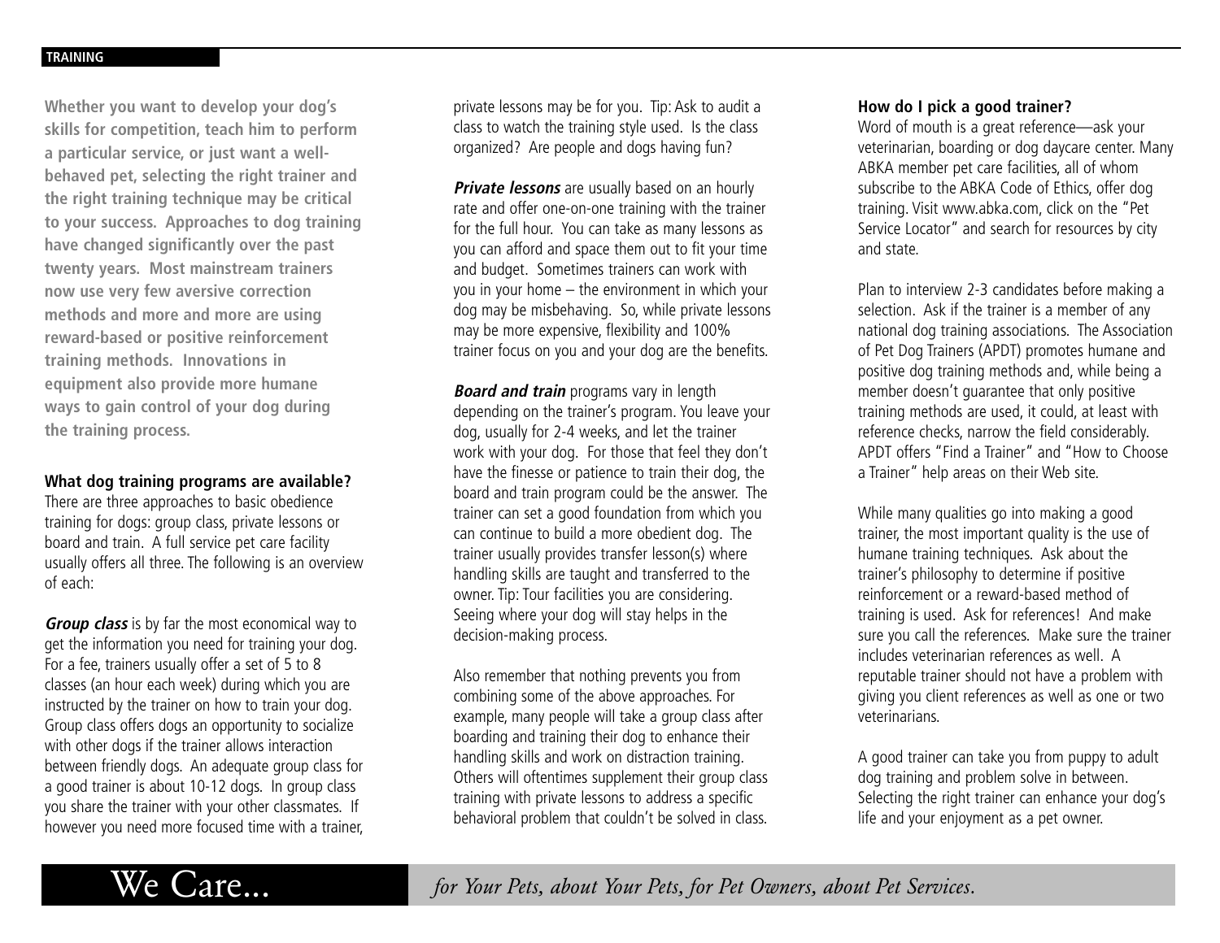**TRAINING**

**Whether you want to develop your dog's skills for competition, teach him to perform a particular service, or just want a well-behaved pet, selecting the right trainer and the right training technique may be critical to your success. Approaches to dog training have changed significantly over the past twenty years. Most mainstream trainers now use very few aversive correction methods and more and more are using reward-based or positive reinforcement training methods. Innovations in equipment also provide more humane ways to gain control of your dog during the training process.**

**What dog training programs are available?**

There are three approaches to basic obedience training for dogs: group class, private lessons or board and train. A full service pet care facility usually offers all three. The following is an overview of each:

***Group class*** is by far the most economical way to get the information you need for training your dog. For a fee, trainers usually offer a set of 5 to 8 classes (an hour each week) during which you are instructed by the trainer on how to train your dog. Group class offers dogs an opportunity to socialize with other dogs if the trainer allows interaction between friendly dogs. An adequate group class for a good trainer is about 10-12 dogs. In group class you share the trainer with your other classmates. If however you need more focused time with a trainer, private lessons may be for you. Tip: Ask to audit a class to watch the training style used. Is the class organized? Are people and dogs having fun?

***Private lessons*** are usually based on an hourly rate and offer one-on-one training with the trainer for the full hour. You can take as many lessons as you can afford and space them out to fit your time and budget. Sometimes trainers can work with you in your home – the environment in which your dog may be misbehaving. So, while private lessons may be more expensive, flexibility and 100% trainer focus on you and your dog are the benefits.

***Board and train*** programs vary in length depending on the trainer's program. You leave your dog, usually for 2-4 weeks, and let the trainer work with your dog. For those that feel they don't have the finesse or patience to train their dog, the board and train program could be the answer. The trainer can set a good foundation from which you can continue to build a more obedient dog. The trainer usually provides transfer lesson(s) where handling skills are taught and transferred to the owner. Tip: Tour facilities you are considering. Seeing where your dog will stay helps in the decision-making process.

Also remember that nothing prevents you from combining some of the above approaches. For example, many people will take a group class after boarding and training their dog to enhance their handling skills and work on distraction training. Others will oftentimes supplement their group class training with private lessons to address a specific behavioral problem that couldn't be solved in class.

**How do I pick a good trainer?**

Word of mouth is a great reference—ask your veterinarian, boarding or dog daycare center. Many ABKA member pet care facilities, all of whom subscribe to the ABKA Code of Ethics, offer dog training. Visit www.abka.com, click on the "Pet Service Locator" and search for resources by city and state.

Plan to interview 2-3 candidates before making a selection. Ask if the trainer is a member of any national dog training associations. The Association of Pet Dog Trainers (APDT) promotes humane and positive dog training methods and, while being a member doesn't guarantee that only positive training methods are used, it could, at least with reference checks, narrow the field considerably. APDT offers "Find a Trainer" and "How to Choose a Trainer" help areas on their Web site.

While many qualities go into making a good trainer, the most important quality is the use of humane training techniques. Ask about the trainer's philosophy to determine if positive reinforcement or a reward-based method of training is used. Ask for references! And make sure you call the references. Make sure the trainer includes veterinarian references as well. A reputable trainer should not have a problem with giving you client references as well as one or two veterinarians.

A good trainer can take you from puppy to adult dog training and problem solve in between. Selecting the right trainer can enhance your dog's life and your enjoyment as a pet owner.

We Care... *for Your Pets, about Your Pets, for Pet Owners, about Pet Services.*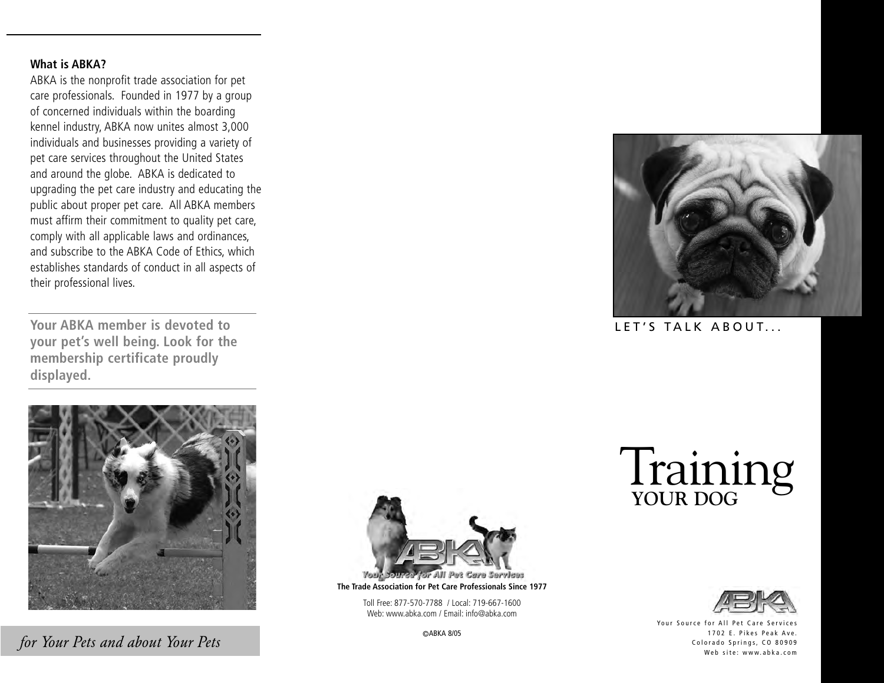## What is ABKA?

ABKA is the nonprofit trade association for pet care professionals. Founded in 1977 by a group of concerned individuals within the boarding kennel industry, ABKA now unites almost 3,000 individuals and businesses providing a variety of pet care services throughout the United States and around the globe. ABKA is dedicated to upgrading the pet care industry and educating the public about proper pet care. All ABKA members must affirm their commitment to quality pet care, comply with all applicable laws and ordinances, and subscribe to the ABKA Code of Ethics, which establishes standards of conduct in all aspects of their professional lives.

**Your ABKA member is devoted to your pet's well being. Look for the membership certificate proudly displayed.**

*for Your Pets and about Your Pets*

Your Source for All Pet Care Services

**The Trade Association for Pet Care Professionals Since 1977**

Toll Free: 877-570-7788 / Local: 719-667-1600
Web: www.abka.com / Email: info@abka.com

©ABKA 8/05

LET'S TALK ABOUT...

# Training YOUR DOG

ABKA

Your Source for All Pet Care Services
1702 E. Pikes Peak Ave.
Colorado Springs, CO 80909
Web site: www.abka.com